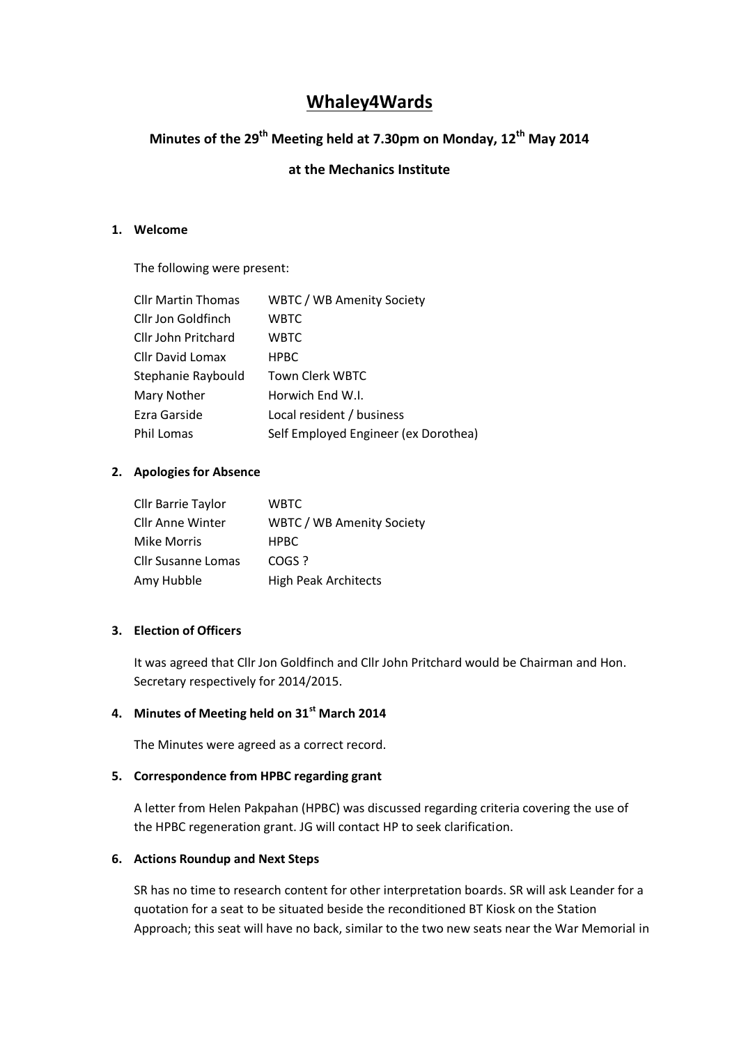# Whaley4Wards

## Minutes of the 29th Meeting held at 7.30pm on Monday, 12th May 2014

## at the Mechanics Institute

### 1. Welcome

The following were present:

| | |
|---|---|
| Cllr Martin Thomas | WBTC / WB Amenity Society |
| Cllr Jon Goldfinch | WBTC |
| Cllr John Pritchard | WBTC |
| Cllr David Lomax | HPBC |
| Stephanie Raybould | Town Clerk WBTC |
| Mary Nother | Horwich End W.I. |
| Ezra Garside | Local resident / business |
| Phil Lomas | Self Employed Engineer (ex Dorothea) |

### 2. Apologies for Absence

| | |
|---|---|
| Cllr Barrie Taylor | WBTC |
| Cllr Anne Winter | WBTC / WB Amenity Society |
| Mike Morris | HPBC |
| Cllr Susanne Lomas | COGS ? |
| Amy Hubble | High Peak Architects |

### 3. Election of Officers

It was agreed that Cllr Jon Goldfinch and Cllr John Pritchard would be Chairman and Hon. Secretary respectively for 2014/2015.

### 4. Minutes of Meeting held on 31st March 2014

The Minutes were agreed as a correct record.

### 5. Correspondence from HPBC regarding grant

A letter from Helen Pakpahan (HPBC) was discussed regarding criteria covering the use of the HPBC regeneration grant. JG will contact HP to seek clarification.

### 6. Actions Roundup and Next Steps

SR has no time to research content for other interpretation boards. SR will ask Leander for a quotation for a seat to be situated beside the reconditioned BT Kiosk on the Station Approach; this seat will have no back, similar to the two new seats near the War Memorial in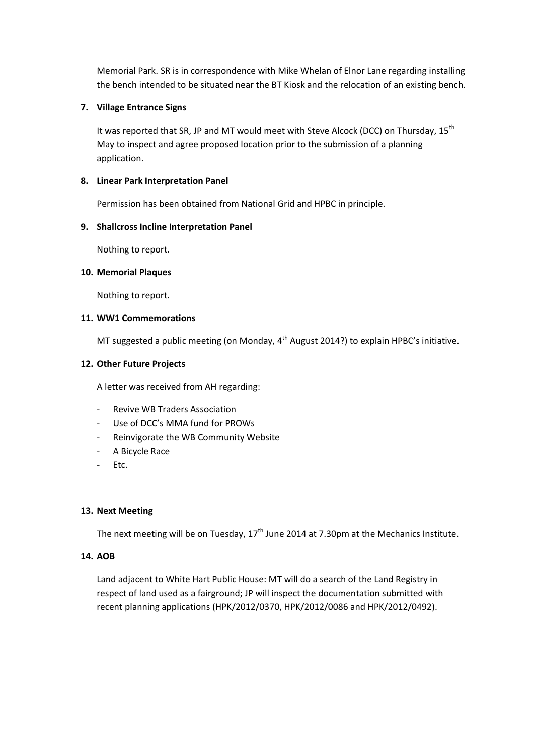Memorial Park. SR is in correspondence with Mike Whelan of Elnor Lane regarding installing the bench intended to be situated near the BT Kiosk and the relocation of an existing bench.

**7. Village Entrance Signs**

It was reported that SR, JP and MT would meet with Steve Alcock (DCC) on Thursday, 15th May to inspect and agree proposed location prior to the submission of a planning application.

**8. Linear Park Interpretation Panel**

Permission has been obtained from National Grid and HPBC in principle.

**9. Shallcross Incline Interpretation Panel**

Nothing to report.

**10. Memorial Plaques**

Nothing to report.

**11. WW1 Commemorations**

MT suggested a public meeting (on Monday, 4th August 2014?) to explain HPBC's initiative.

**12. Other Future Projects**

A letter was received from AH regarding:

- Revive WB Traders Association
- Use of DCC's MMA fund for PROWs
- Reinvigorate the WB Community Website
- A Bicycle Race
- Etc.

**13. Next Meeting**

The next meeting will be on Tuesday, 17th June 2014 at 7.30pm at the Mechanics Institute.

**14. AOB**

Land adjacent to White Hart Public House: MT will do a search of the Land Registry in respect of land used as a fairground; JP will inspect the documentation submitted with recent planning applications (HPK/2012/0370, HPK/2012/0086 and HPK/2012/0492).